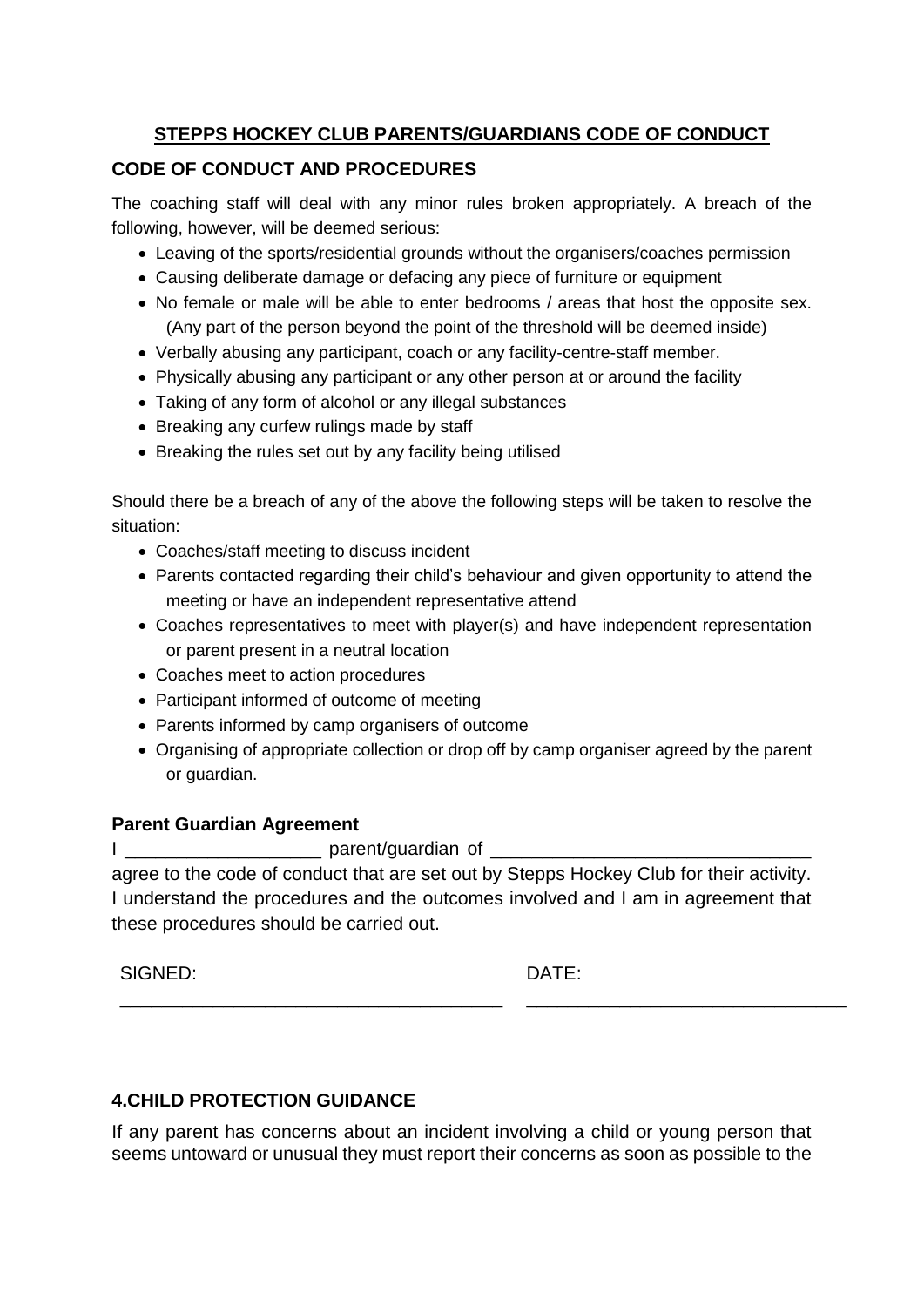# STEPPS HOCKEY CLUB PARENTS/GUARDIANS CODE OF CONDUCT

## CODE OF CONDUCT AND PROCEDURES

The coaching staff will deal with any minor rules broken appropriately. A breach of the following, however, will be deemed serious:

- Leaving of the sports/residential grounds without the organisers/coaches permission
- Causing deliberate damage or defacing any piece of furniture or equipment
- No female or male will be able to enter bedrooms / areas that host the opposite sex. (Any part of the person beyond the point of the threshold will be deemed inside)
- Verbally abusing any participant, coach or any facility-centre-staff member.
- Physically abusing any participant or any other person at or around the facility
- Taking of any form of alcohol or any illegal substances
- Breaking any curfew rulings made by staff
- Breaking the rules set out by any facility being utilised

Should there be a breach of any of the above the following steps will be taken to resolve the situation:

- Coaches/staff meeting to discuss incident
- Parents contacted regarding their child's behaviour and given opportunity to attend the meeting or have an independent representative attend
- Coaches representatives to meet with player(s) and have independent representation or parent present in a neutral location
- Coaches meet to action procedures
- Participant informed of outcome of meeting
- Parents informed by camp organisers of outcome
- Organising of appropriate collection or drop off by camp organiser agreed by the parent or guardian.

### Parent Guardian Agreement

I ___________________ parent/guardian of _______________________________ agree to the code of conduct that are set out by Stepps Hockey Club for their activity. I understand the procedures and the outcomes involved and I am in agreement that these procedures should be carried out.

SIGNED: ____________________________________ DATE: ______________________________

## 4.CHILD PROTECTION GUIDANCE

If any parent has concerns about an incident involving a child or young person that seems untoward or unusual they must report their concerns as soon as possible to the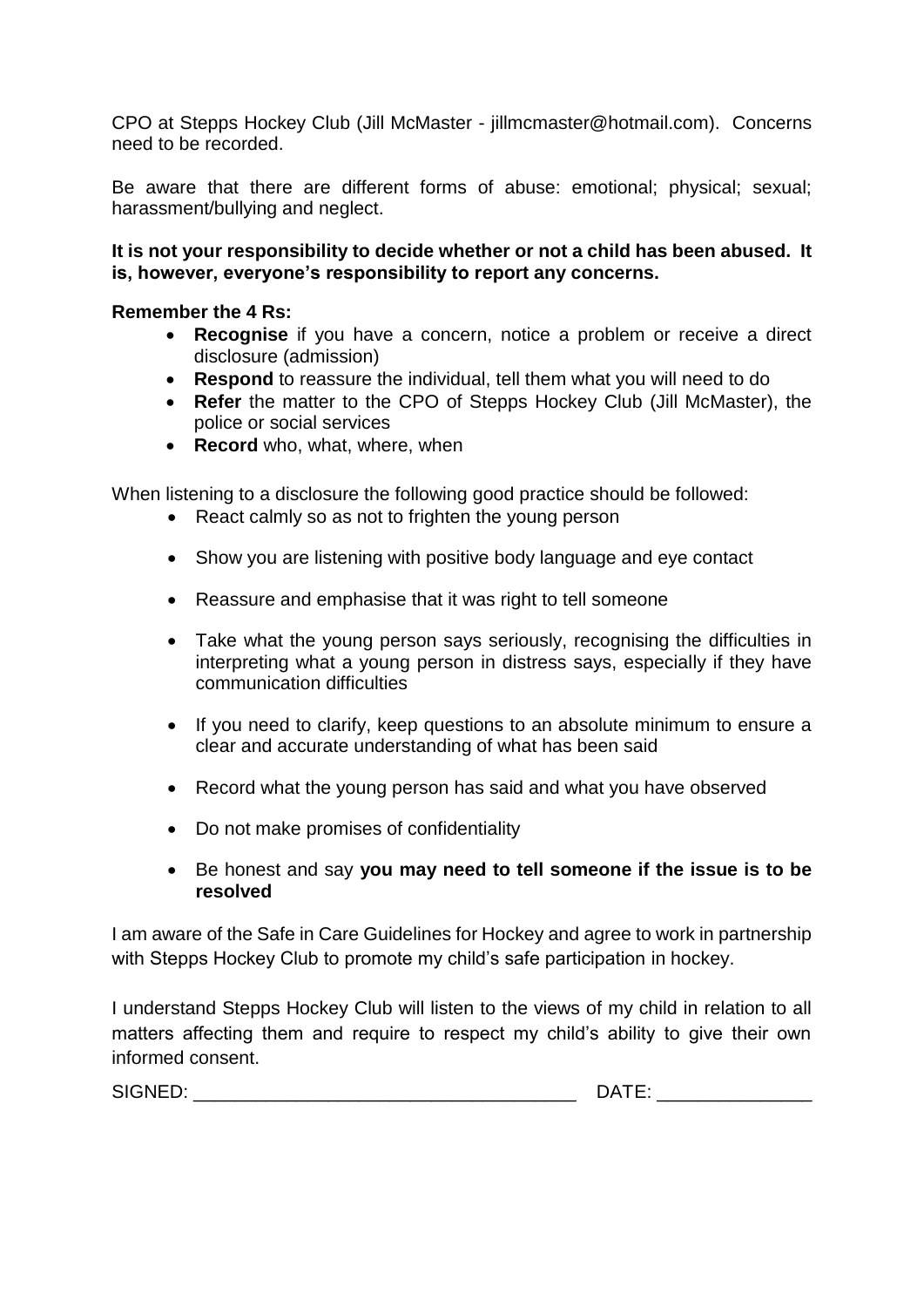CPO at Stepps Hockey Club (Jill McMaster - jillmcmaster@hotmail.com). Concerns need to be recorded.

Be aware that there are different forms of abuse: emotional; physical; sexual; harassment/bullying and neglect.

**It is not your responsibility to decide whether or not a child has been abused. It is, however, everyone's responsibility to report any concerns.**

**Remember the 4 Rs:**

- **Recognise** if you have a concern, notice a problem or receive a direct disclosure (admission)
- **Respond** to reassure the individual, tell them what you will need to do
- **Refer** the matter to the CPO of Stepps Hockey Club (Jill McMaster), the police or social services
- **Record** who, what, where, when

When listening to a disclosure the following good practice should be followed:

- React calmly so as not to frighten the young person
- Show you are listening with positive body language and eye contact
- Reassure and emphasise that it was right to tell someone
- Take what the young person says seriously, recognising the difficulties in interpreting what a young person in distress says, especially if they have communication difficulties
- If you need to clarify, keep questions to an absolute minimum to ensure a clear and accurate understanding of what has been said
- Record what the young person has said and what you have observed
- Do not make promises of confidentiality
- Be honest and say **you may need to tell someone if the issue is to be resolved**

I am aware of the Safe in Care Guidelines for Hockey and agree to work in partnership with Stepps Hockey Club to promote my child's safe participation in hockey.

I understand Stepps Hockey Club will listen to the views of my child in relation to all matters affecting them and require to respect my child's ability to give their own informed consent.

SIGNED: ____________________________________ DATE: _______________